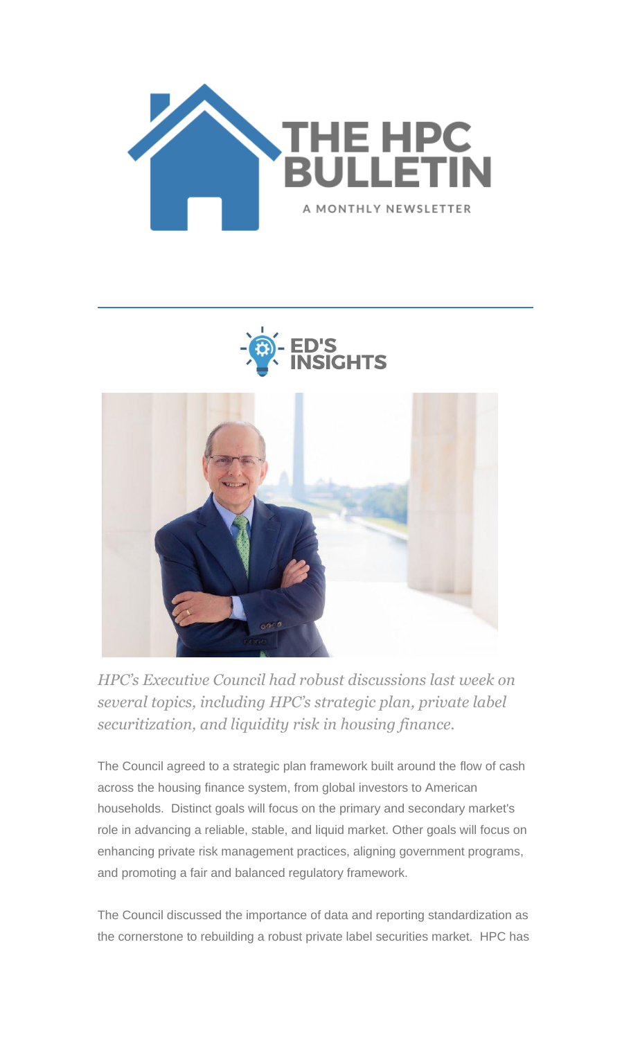# THE HPC BULLETIN

A MONTHLY NEWSLETTER

## ED'S INSIGHTS

*HPC's Executive Council had robust discussions last week on several topics, including HPC's strategic plan, private label securitization, and liquidity risk in housing finance.*

The Council agreed to a strategic plan framework built around the flow of cash across the housing finance system, from global investors to American households. Distinct goals will focus on the primary and secondary market's role in advancing a reliable, stable, and liquid market. Other goals will focus on enhancing private risk management practices, aligning government programs, and promoting a fair and balanced regulatory framework.

The Council discussed the importance of data and reporting standardization as the cornerstone to rebuilding a robust private label securities market. HPC has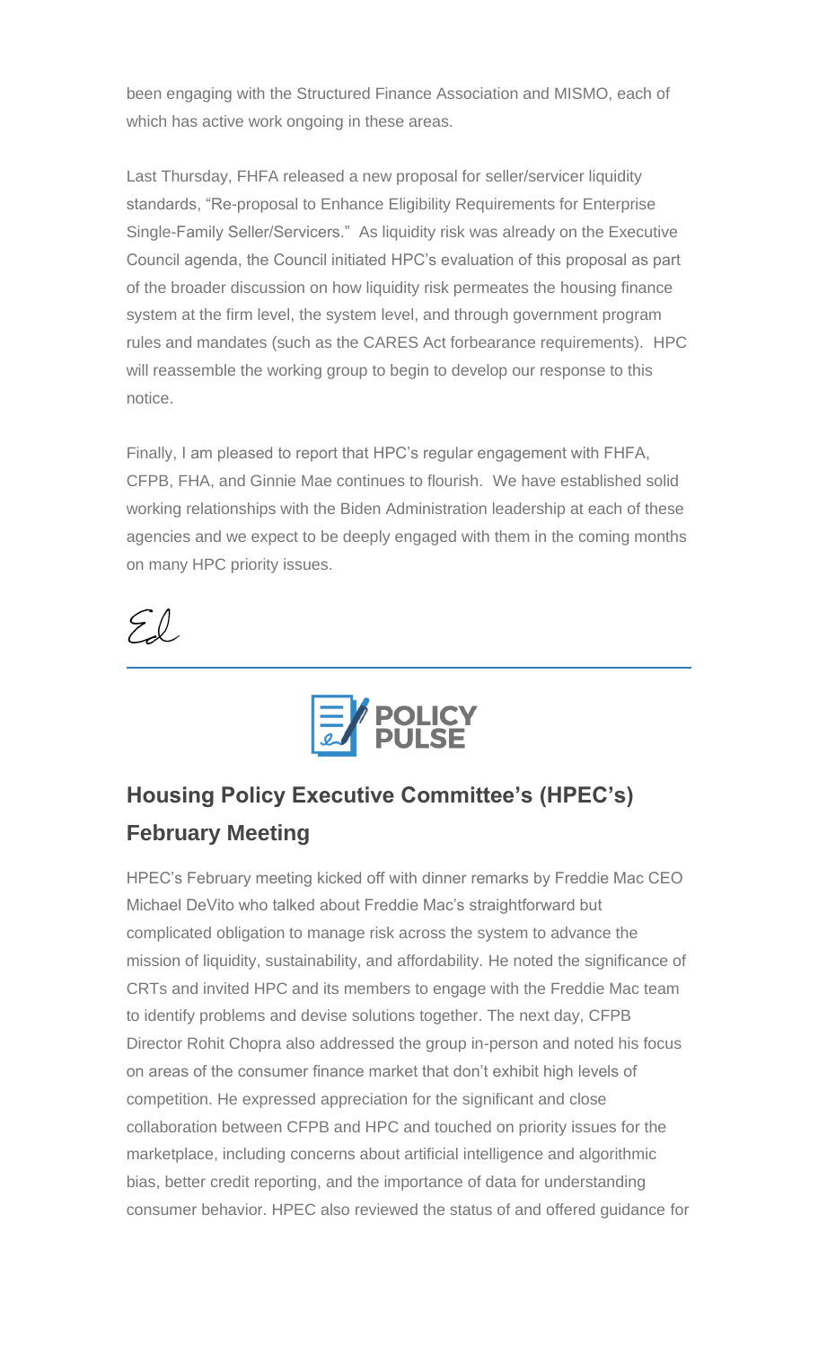been engaging with the Structured Finance Association and MISMO, each of which has active work ongoing in these areas.

Last Thursday, FHFA released a new proposal for seller/servicer liquidity standards, "Re-proposal to Enhance Eligibility Requirements for Enterprise Single-Family Seller/Servicers." As liquidity risk was already on the Executive Council agenda, the Council initiated HPC's evaluation of this proposal as part of the broader discussion on how liquidity risk permeates the housing finance system at the firm level, the system level, and through government program rules and mandates (such as the CARES Act forbearance requirements). HPC will reassemble the working group to begin to develop our response to this notice.

Finally, I am pleased to report that HPC's regular engagement with FHFA, CFPB, FHA, and Ginnie Mae continues to flourish. We have established solid working relationships with the Biden Administration leadership at each of these agencies and we expect to be deeply engaged with them in the coming months on many HPC priority issues.

*Ed*

---

**POLICY PULSE**

## Housing Policy Executive Committee's (HPEC's) February Meeting

HPEC's February meeting kicked off with dinner remarks by Freddie Mac CEO Michael DeVito who talked about Freddie Mac's straightforward but complicated obligation to manage risk across the system to advance the mission of liquidity, sustainability, and affordability. He noted the significance of CRTs and invited HPC and its members to engage with the Freddie Mac team to identify problems and devise solutions together. The next day, CFPB Director Rohit Chopra also addressed the group in-person and noted his focus on areas of the consumer finance market that don't exhibit high levels of competition. He expressed appreciation for the significant and close collaboration between CFPB and HPC and touched on priority issues for the marketplace, including concerns about artificial intelligence and algorithmic bias, better credit reporting, and the importance of data for understanding consumer behavior. HPEC also reviewed the status of and offered guidance for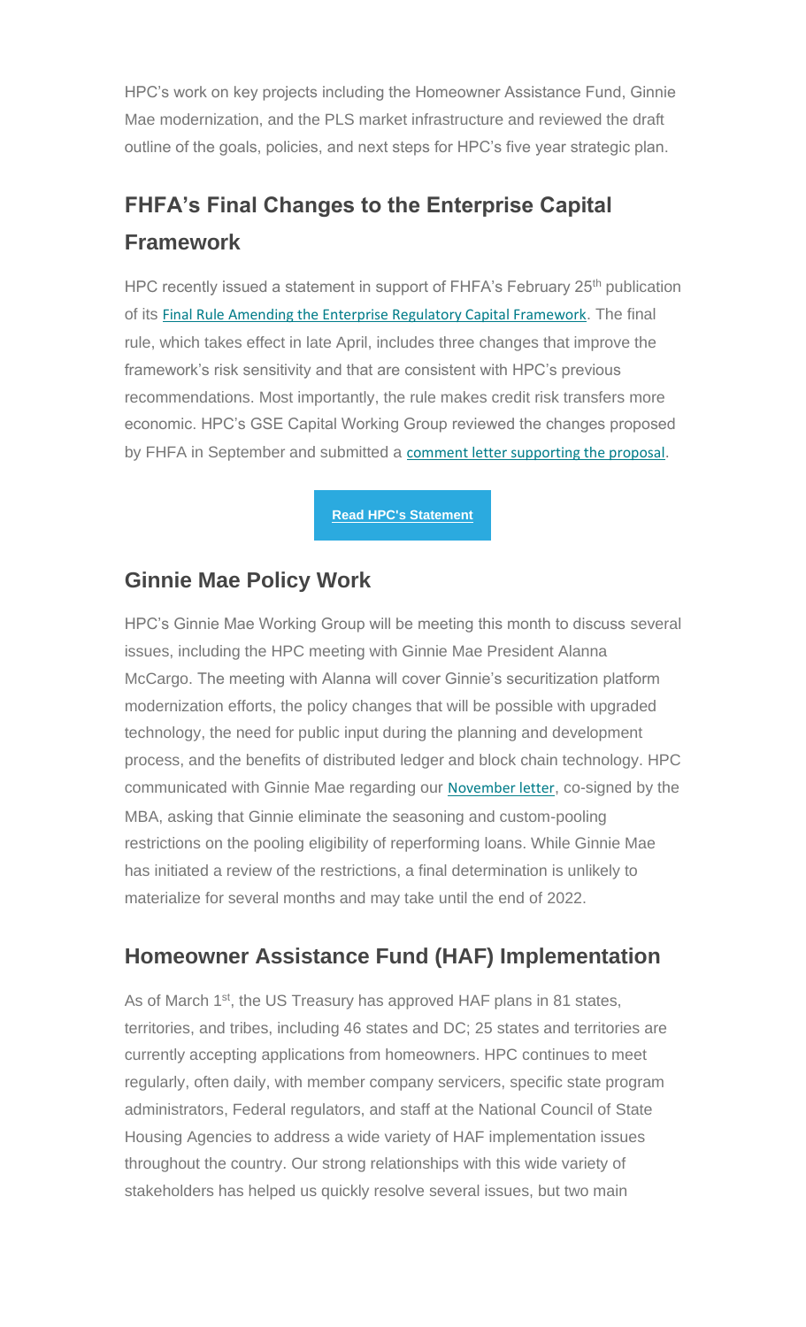HPC's work on key projects including the Homeowner Assistance Fund, Ginnie Mae modernization, and the PLS market infrastructure and reviewed the draft outline of the goals, policies, and next steps for HPC's five year strategic plan.

## FHFA's Final Changes to the Enterprise Capital Framework

HPC recently issued a statement in support of FHFA's February 25th publication of its Final Rule Amending the Enterprise Regulatory Capital Framework. The final rule, which takes effect in late April, includes three changes that improve the framework's risk sensitivity and that are consistent with HPC's previous recommendations. Most importantly, the rule makes credit risk transfers more economic. HPC's GSE Capital Working Group reviewed the changes proposed by FHFA in September and submitted a comment letter supporting the proposal.

**Read HPC's Statement**

### Ginnie Mae Policy Work

HPC's Ginnie Mae Working Group will be meeting this month to discuss several issues, including the HPC meeting with Ginnie Mae President Alanna McCargo. The meeting with Alanna will cover Ginnie's securitization platform modernization efforts, the policy changes that will be possible with upgraded technology, the need for public input during the planning and development process, and the benefits of distributed ledger and block chain technology. HPC communicated with Ginnie Mae regarding our November letter, co-signed by the MBA, asking that Ginnie eliminate the seasoning and custom-pooling restrictions on the pooling eligibility of reperforming loans. While Ginnie Mae has initiated a review of the restrictions, a final determination is unlikely to materialize for several months and may take until the end of 2022.

### Homeowner Assistance Fund (HAF) Implementation

As of March 1st, the US Treasury has approved HAF plans in 81 states, territories, and tribes, including 46 states and DC; 25 states and territories are currently accepting applications from homeowners. HPC continues to meet regularly, often daily, with member company servicers, specific state program administrators, Federal regulators, and staff at the National Council of State Housing Agencies to address a wide variety of HAF implementation issues throughout the country. Our strong relationships with this wide variety of stakeholders has helped us quickly resolve several issues, but two main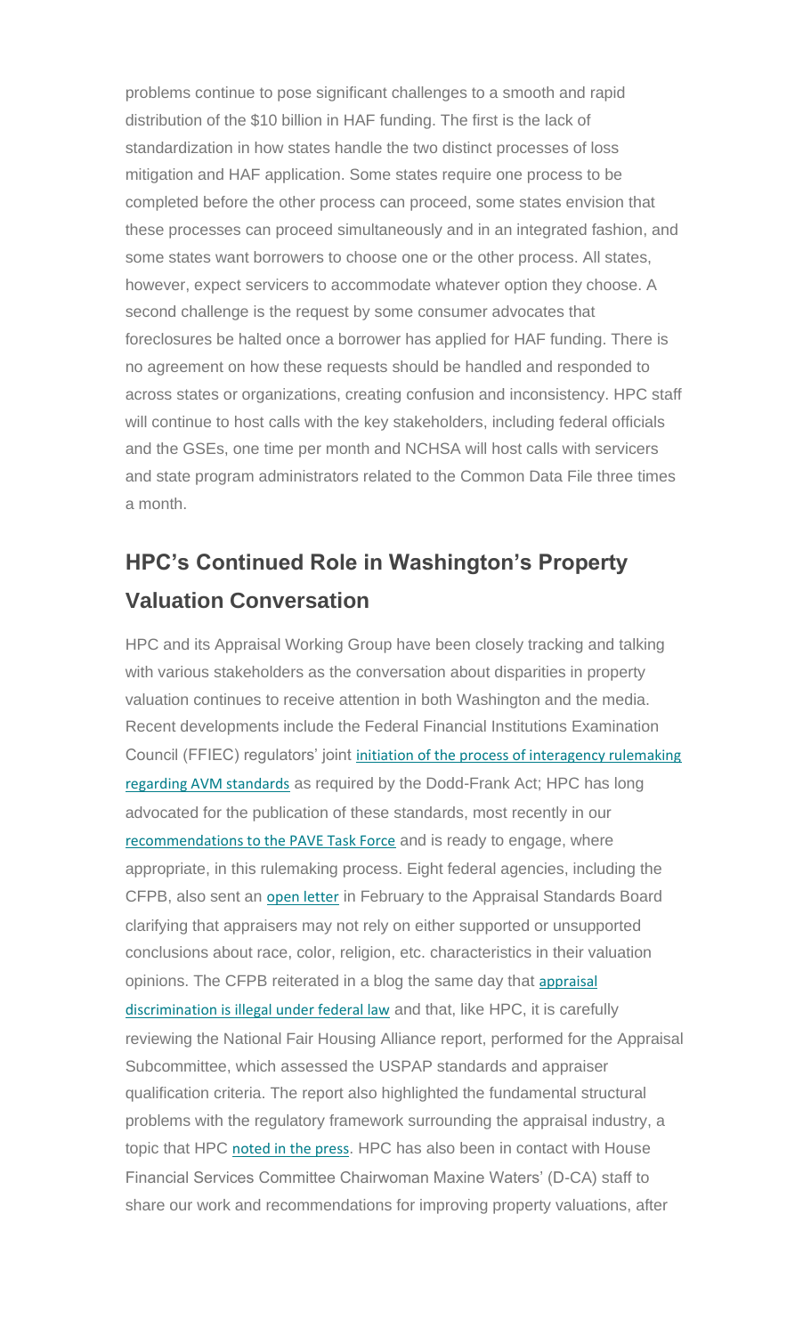problems continue to pose significant challenges to a smooth and rapid distribution of the $10 billion in HAF funding. The first is the lack of standardization in how states handle the two distinct processes of loss mitigation and HAF application. Some states require one process to be completed before the other process can proceed, some states envision that these processes can proceed simultaneously and in an integrated fashion, and some states want borrowers to choose one or the other process. All states, however, expect servicers to accommodate whatever option they choose. A second challenge is the request by some consumer advocates that foreclosures be halted once a borrower has applied for HAF funding. There is no agreement on how these requests should be handled and responded to across states or organizations, creating confusion and inconsistency. HPC staff will continue to host calls with the key stakeholders, including federal officials and the GSEs, one time per month and NCHSA will host calls with servicers and state program administrators related to the Common Data File three times a month.

## HPC's Continued Role in Washington's Property Valuation Conversation

HPC and its Appraisal Working Group have been closely tracking and talking with various stakeholders as the conversation about disparities in property valuation continues to receive attention in both Washington and the media. Recent developments include the Federal Financial Institutions Examination Council (FFIEC) regulators' joint initiation of the process of interagency rulemaking regarding AVM standards as required by the Dodd-Frank Act; HPC has long advocated for the publication of these standards, most recently in our recommendations to the PAVE Task Force and is ready to engage, where appropriate, in this rulemaking process. Eight federal agencies, including the CFPB, also sent an open letter in February to the Appraisal Standards Board clarifying that appraisers may not rely on either supported or unsupported conclusions about race, color, religion, etc. characteristics in their valuation opinions. The CFPB reiterated in a blog the same day that appraisal discrimination is illegal under federal law and that, like HPC, it is carefully reviewing the National Fair Housing Alliance report, performed for the Appraisal Subcommittee, which assessed the USPAP standards and appraiser qualification criteria. The report also highlighted the fundamental structural problems with the regulatory framework surrounding the appraisal industry, a topic that HPC noted in the press. HPC has also been in contact with House Financial Services Committee Chairwoman Maxine Waters' (D-CA) staff to share our work and recommendations for improving property valuations, after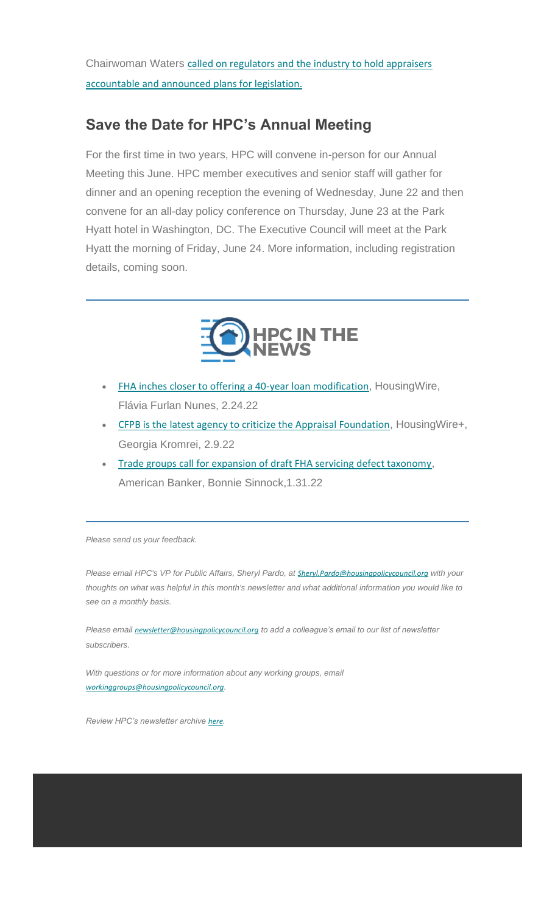Chairwoman Waters [called on regulators and the industry to hold appraisers accountable and announced plans for legislation.]

## Save the Date for HPC's Annual Meeting

For the first time in two years, HPC will convene in-person for our Annual Meeting this June. HPC member executives and senior staff will gather for dinner and an opening reception the evening of Wednesday, June 22 and then convene for an all-day policy conference on Thursday, June 23 at the Park Hyatt hotel in Washington, DC. The Executive Council will meet at the Park Hyatt the morning of Friday, June 24. More information, including registration details, coming soon.

---

## HPC IN THE NEWS

- FHA inches closer to offering a 40-year loan modification, HousingWire, Flávia Furlan Nunes, 2.24.22
- CFPB is the latest agency to criticize the Appraisal Foundation, HousingWire+, Georgia Kromrei, 2.9.22
- Trade groups call for expansion of draft FHA servicing defect taxonomy, American Banker, Bonnie Sinnock,1.31.22

---

*Please send us your feedback.*

*Please email HPC's VP for Public Affairs, Sheryl Pardo, at Sheryl.Pardo@housingpolicycouncil.org with your thoughts on what was helpful in this month's newsletter and what additional information you would like to see on a monthly basis.*

*Please email newsletter@housingpolicycouncil.org to add a colleague's email to our list of newsletter subscribers.*

*With questions or for more information about any working groups, email workinggroups@housingpolicycouncil.org.*

*Review HPC's newsletter archive here.*